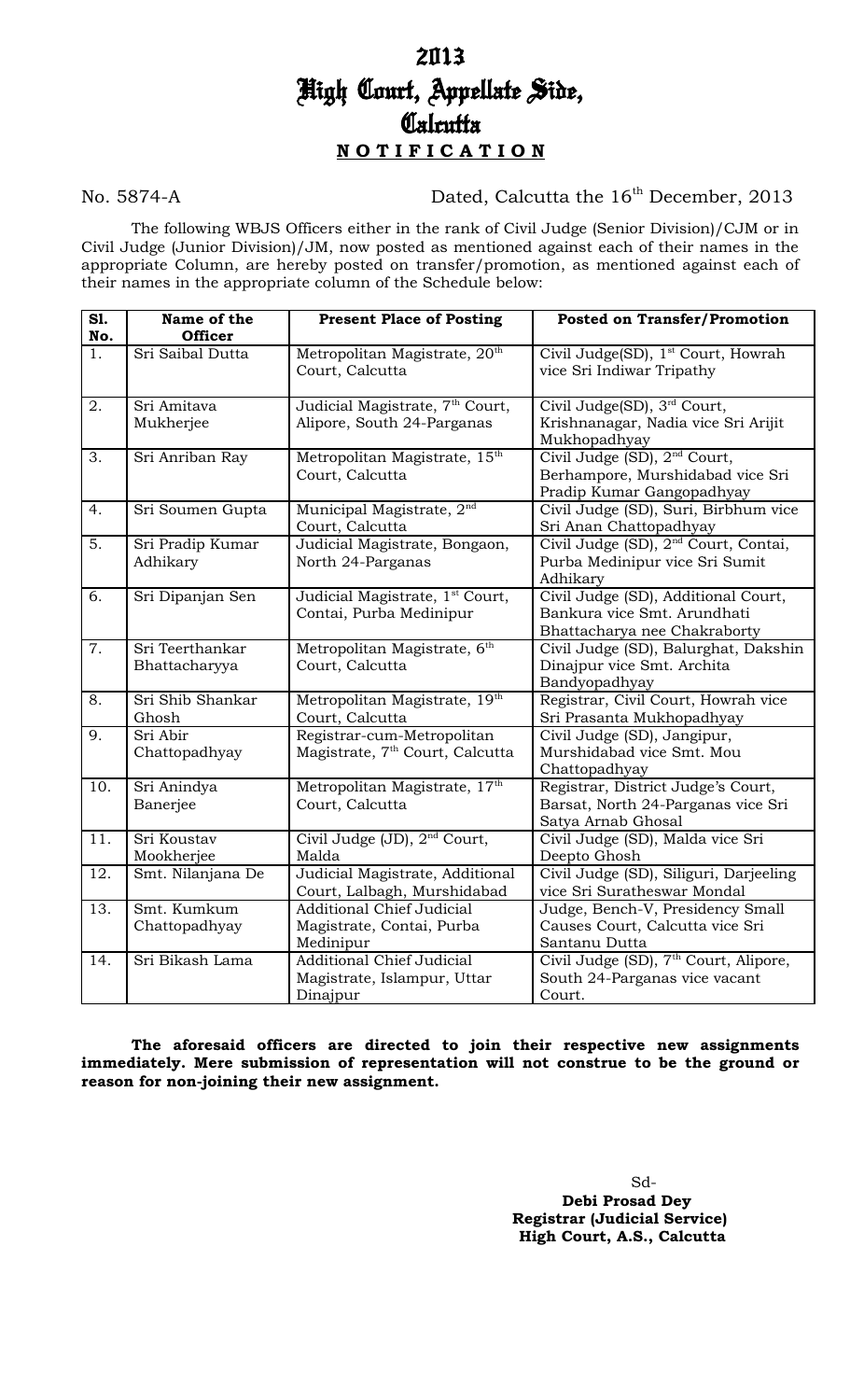# 2013
# High Court, Appellate Side,
# Calcutta
## **N O T I F I C A T I O N**

No. 5874-A Dated, Calcutta the 16th December, 2013

The following WBJS Officers either in the rank of Civil Judge (Senior Division)/CJM or in Civil Judge (Junior Division)/JM, now posted as mentioned against each of their names in the appropriate Column, are hereby posted on transfer/promotion, as mentioned against each of their names in the appropriate column of the Schedule below:

| Sl. No. | Name of the Officer | Present Place of Posting | Posted on Transfer/Promotion |
|---|---|---|---|
| 1. | Sri Saibal Dutta | Metropolitan Magistrate, 20th Court, Calcutta | Civil Judge(SD), 1st Court, Howrah vice Sri Indiwar Tripathy |
| 2. | Sri Amitava Mukherjee | Judicial Magistrate, 7th Court, Alipore, South 24-Parganas | Civil Judge(SD), 3rd Court, Krishnanagar, Nadia vice Sri Arijit Mukhopadhyay |
| 3. | Sri Anriban Ray | Metropolitan Magistrate, 15th Court, Calcutta | Civil Judge (SD), 2nd Court, Berhampore, Murshidabad vice Sri Pradip Kumar Gangopadhyay |
| 4. | Sri Soumen Gupta | Municipal Magistrate, 2nd Court, Calcutta | Civil Judge (SD), Suri, Birbhum vice Sri Anan Chattopadhyay |
| 5. | Sri Pradip Kumar Adhikary | Judicial Magistrate, Bongaon, North 24-Parganas | Civil Judge (SD), 2nd Court, Contai, Purba Medinipur vice Sri Sumit Adhikary |
| 6. | Sri Dipanjan Sen | Judicial Magistrate, 1st Court, Contai, Purba Medinipur | Civil Judge (SD), Additional Court, Bankura vice Smt. Arundhati Bhattacharya nee Chakraborty |
| 7. | Sri Teerthankar Bhattacharyya | Metropolitan Magistrate, 6th Court, Calcutta | Civil Judge (SD), Balurghat, Dakshin Dinajpur vice Smt. Archita Bandyopadhyay |
| 8. | Sri Shib Shankar Ghosh | Metropolitan Magistrate, 19th Court, Calcutta | Registrar, Civil Court, Howrah vice Sri Prasanta Mukhopadhyay |
| 9. | Sri Abir Chattopadhyay | Registrar-cum-Metropolitan Magistrate, 7th Court, Calcutta | Civil Judge (SD), Jangipur, Murshidabad vice Smt. Mou Chattopadhyay |
| 10. | Sri Anindya Banerjee | Metropolitan Magistrate, 17th Court, Calcutta | Registrar, District Judge's Court, Barsat, North 24-Parganas vice Sri Satya Arnab Ghosal |
| 11. | Sri Koustav Mookherjee | Civil Judge (JD), 2nd Court, Malda | Civil Judge (SD), Malda vice Sri Deepto Ghosh |
| 12. | Smt. Nilanjana De | Judicial Magistrate, Additional Court, Lalbagh, Murshidabad | Civil Judge (SD), Siliguri, Darjeeling vice Sri Suratheswar Mondal |
| 13. | Smt. Kumkum Chattopadhyay | Additional Chief Judicial Magistrate, Contai, Purba Medinipur | Judge, Bench-V, Presidency Small Causes Court, Calcutta vice Sri Santanu Dutta |
| 14. | Sri Bikash Lama | Additional Chief Judicial Magistrate, Islampur, Uttar Dinajpur | Civil Judge (SD), 7th Court, Alipore, South 24-Parganas vice vacant Court. |

**The aforesaid officers are directed to join their respective new assignments immediately. Mere submission of representation will not construe to be the ground or reason for non-joining their new assignment.**

Sd-
**Debi Prosad Dey**
**Registrar (Judicial Service)**
**High Court, A.S., Calcutta**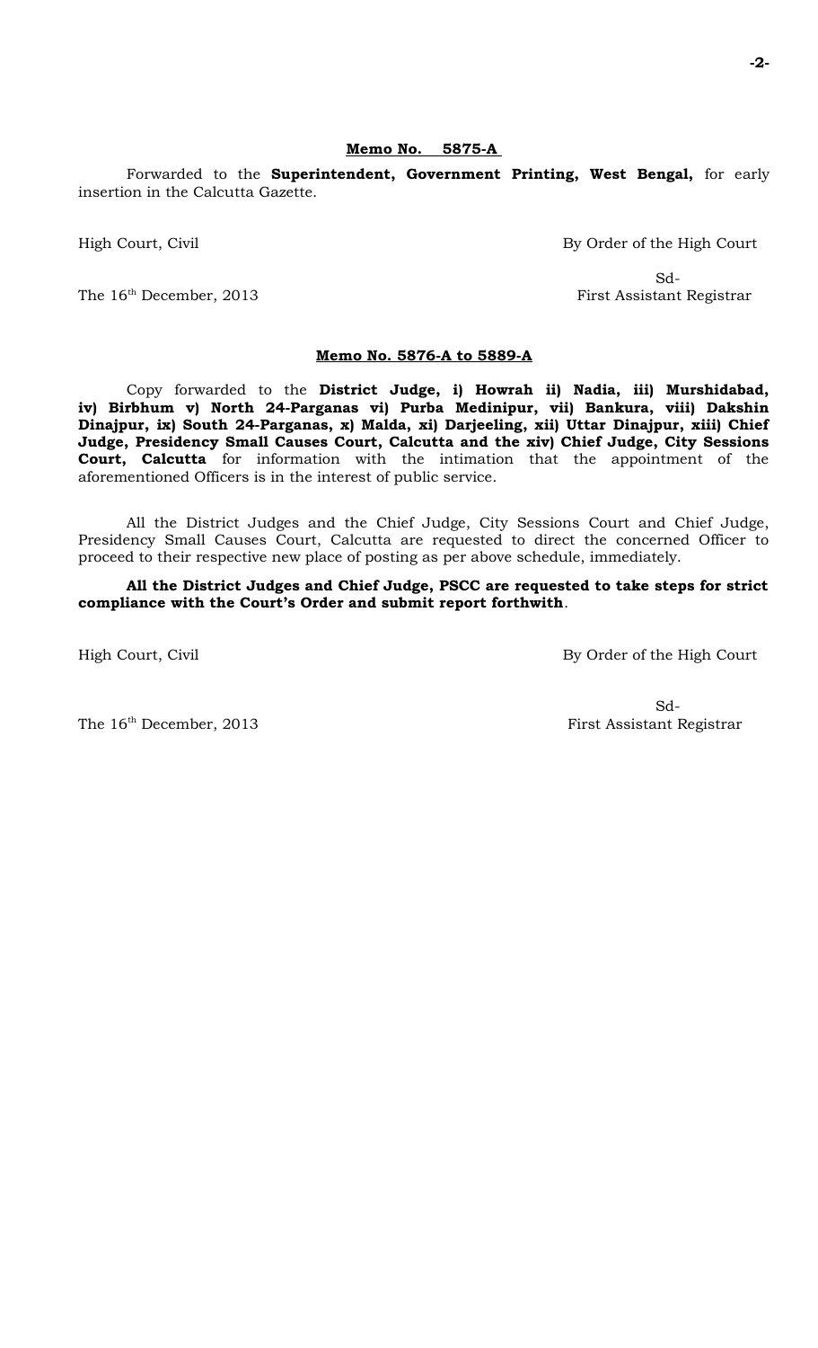**Memo No. 5875-A**

Forwarded to the **Superintendent, Government Printing, West Bengal,** for early insertion in the Calcutta Gazette.

High Court, Civil By Order of the High Court

Sd-

The 16th December, 2013 First Assistant Registrar

**Memo No. 5876-A to 5889-A**

Copy forwarded to the **District Judge, i) Howrah ii) Nadia, iii) Murshidabad, iv) Birbhum v) North 24-Parganas vi) Purba Medinipur, vii) Bankura, viii) Dakshin Dinajpur, ix) South 24-Parganas, x) Malda, xi) Darjeeling, xii) Uttar Dinajpur, xiii) Chief Judge, Presidency Small Causes Court, Calcutta and the xiv) Chief Judge, City Sessions Court, Calcutta** for information with the intimation that the appointment of the aforementioned Officers is in the interest of public service.

All the District Judges and the Chief Judge, City Sessions Court and Chief Judge, Presidency Small Causes Court, Calcutta are requested to direct the concerned Officer to proceed to their respective new place of posting as per above schedule, immediately.

**All the District Judges and Chief Judge, PSCC are requested to take steps for strict compliance with the Court's Order and submit report forthwith**.

High Court, Civil By Order of the High Court

Sd-

The 16th December, 2013 First Assistant Registrar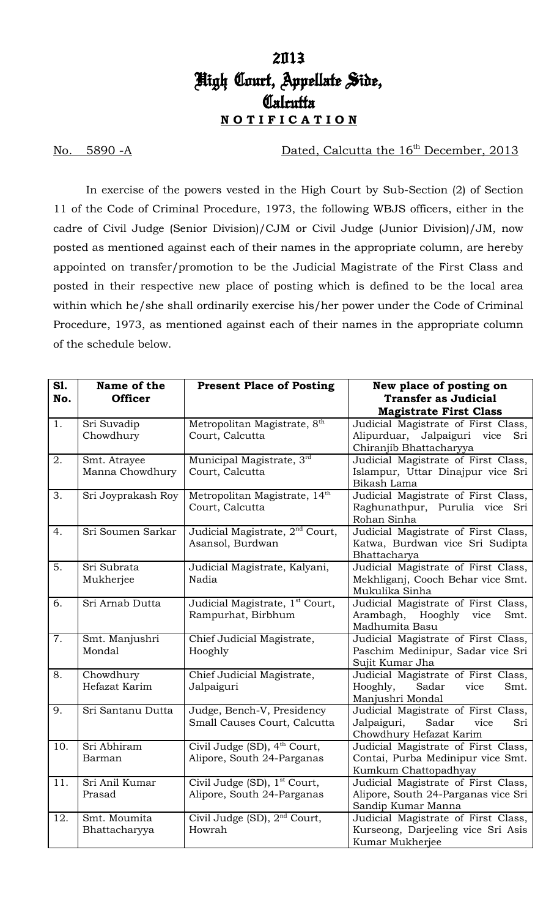# 2013
# High Court, Appellate Side,
# Calcutta
## **NOTIFICATION**

No. 5890 -A Dated, Calcutta the 16th December, 2013

In exercise of the powers vested in the High Court by Sub-Section (2) of Section 11 of the Code of Criminal Procedure, 1973, the following WBJS officers, either in the cadre of Civil Judge (Senior Division)/CJM or Civil Judge (Junior Division)/JM, now posted as mentioned against each of their names in the appropriate column, are hereby appointed on transfer/promotion to be the Judicial Magistrate of the First Class and posted in their respective new place of posting which is defined to be the local area within which he/she shall ordinarily exercise his/her power under the Code of Criminal Procedure, 1973, as mentioned against each of their names in the appropriate column of the schedule below.

| Sl. No. | Name of the Officer | Present Place of Posting | New place of posting on Transfer as Judicial Magistrate First Class |
|---|---|---|---|
| 1. | Sri Suvadip Chowdhury | Metropolitan Magistrate, 8th Court, Calcutta | Judicial Magistrate of First Class, Alipurduar, Jalpaiguri vice Sri Chiranjib Bhattacharyya |
| 2. | Smt. Atrayee Manna Chowdhury | Municipal Magistrate, 3rd Court, Calcutta | Judicial Magistrate of First Class, Islampur, Uttar Dinajpur vice Sri Bikash Lama |
| 3. | Sri Joyprakash Roy | Metropolitan Magistrate, 14th Court, Calcutta | Judicial Magistrate of First Class, Raghunathpur, Purulia vice Sri Rohan Sinha |
| 4. | Sri Soumen Sarkar | Judicial Magistrate, 2nd Court, Asansol, Burdwan | Judicial Magistrate of First Class, Katwa, Burdwan vice Sri Sudipta Bhattacharya |
| 5. | Sri Subrata Mukherjee | Judicial Magistrate, Kalyani, Nadia | Judicial Magistrate of First Class, Mekhliganj, Cooch Behar vice Smt. Mukulika Sinha |
| 6. | Sri Arnab Dutta | Judicial Magistrate, 1st Court, Rampurhat, Birbhum | Judicial Magistrate of First Class, Arambagh, Hooghly vice Smt. Madhumita Basu |
| 7. | Smt. Manjushri Mondal | Chief Judicial Magistrate, Hooghly | Judicial Magistrate of First Class, Paschim Medinipur, Sadar vice Sri Sujit Kumar Jha |
| 8. | Chowdhury Hefazat Karim | Chief Judicial Magistrate, Jalpaiguri | Judicial Magistrate of First Class, Hooghly, Sadar vice Smt. Manjushri Mondal |
| 9. | Sri Santanu Dutta | Judge, Bench-V, Presidency Small Causes Court, Calcutta | Judicial Magistrate of First Class, Jalpaiguri, Sadar vice Sri Chowdhury Hefazat Karim |
| 10. | Sri Abhiram Barman | Civil Judge (SD), 4th Court, Alipore, South 24-Parganas | Judicial Magistrate of First Class, Contai, Purba Medinipur vice Smt. Kumkum Chattopadhyay |
| 11. | Sri Anil Kumar Prasad | Civil Judge (SD), 1st Court, Alipore, South 24-Parganas | Judicial Magistrate of First Class, Alipore, South 24-Parganas vice Sri Sandip Kumar Manna |
| 12. | Smt. Moumita Bhattacharyya | Civil Judge (SD), 2nd Court, Howrah | Judicial Magistrate of First Class, Kurseong, Darjeeling vice Sri Asis Kumar Mukherjee |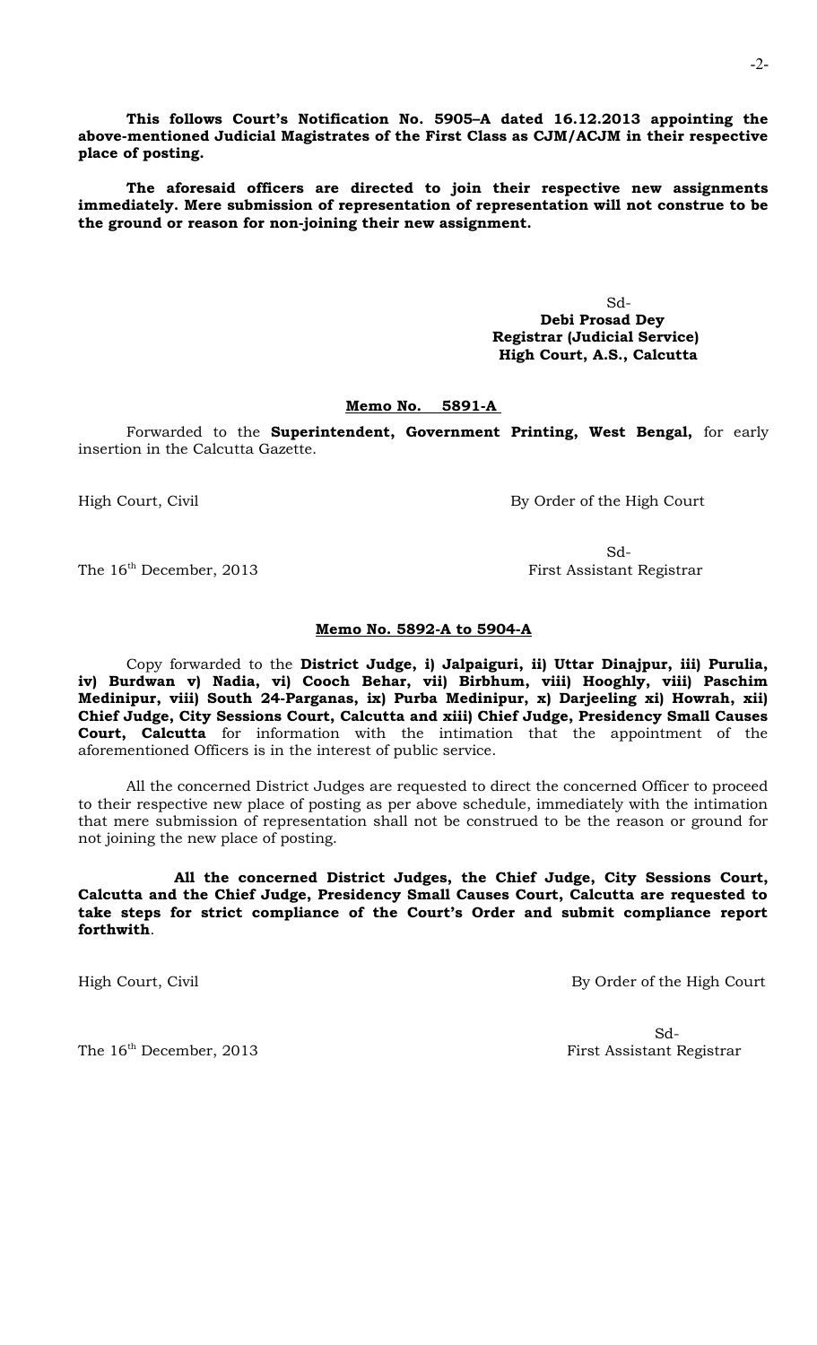**This follows Court's Notification No. 5905–A dated 16.12.2013 appointing the above-mentioned Judicial Magistrates of the First Class as CJM/ACJM in their respective place of posting.**

**The aforesaid officers are directed to join their respective new assignments immediately. Mere submission of representation of representation will not construe to be the ground or reason for non-joining their new assignment.**

Sd-
**Debi Prosad Dey**
**Registrar (Judicial Service)**
**High Court, A.S., Calcutta**

**Memo No. 5891-A**

Forwarded to the **Superintendent, Government Printing, West Bengal,** for early insertion in the Calcutta Gazette.

High Court, Civil — By Order of the High Court

Sd-
The 16th December, 2013 — First Assistant Registrar

**Memo No. 5892-A to 5904-A**

Copy forwarded to the **District Judge, i) Jalpaiguri, ii) Uttar Dinajpur, iii) Purulia, iv) Burdwan v) Nadia, vi) Cooch Behar, vii) Birbhum, viii) Hooghly, viii) Paschim Medinipur, viii) South 24-Parganas, ix) Purba Medinipur, x) Darjeeling xi) Howrah, xii) Chief Judge, City Sessions Court, Calcutta and xiii) Chief Judge, Presidency Small Causes Court, Calcutta** for information with the intimation that the appointment of the aforementioned Officers is in the interest of public service.

All the concerned District Judges are requested to direct the concerned Officer to proceed to their respective new place of posting as per above schedule, immediately with the intimation that mere submission of representation shall not be construed to be the reason or ground for not joining the new place of posting.

**All the concerned District Judges, the Chief Judge, City Sessions Court, Calcutta and the Chief Judge, Presidency Small Causes Court, Calcutta are requested to take steps for strict compliance of the Court's Order and submit compliance report forthwith**.

High Court, Civil — By Order of the High Court

Sd-
The 16th December, 2013 — First Assistant Registrar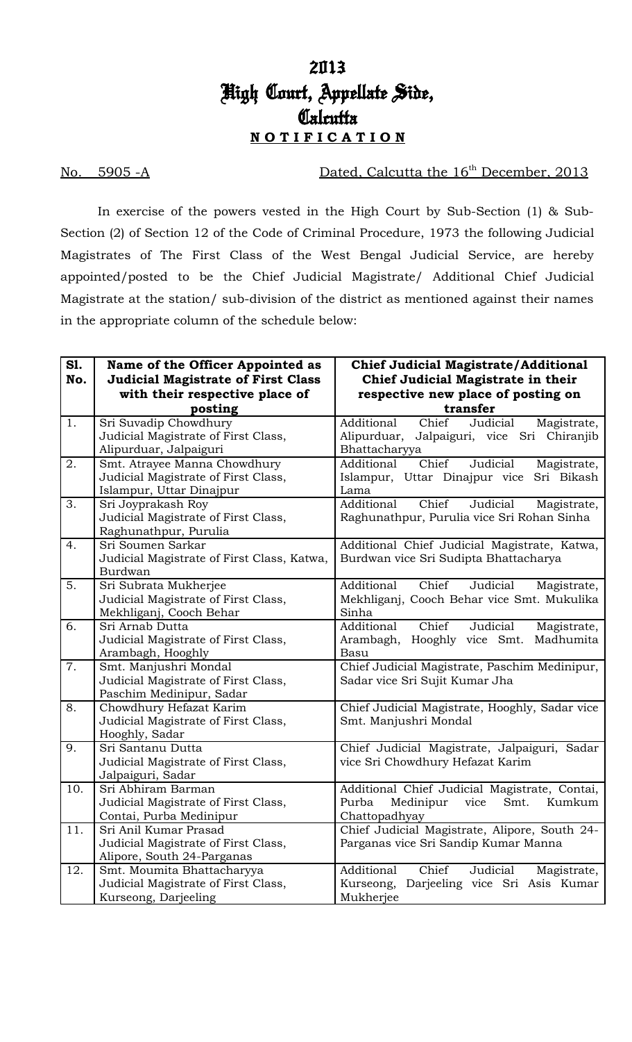# 2013
# High Court, Appellate Side,
# Calcutta
## **N O T I F I C A T I O N**

No. 5905 -A Dated, Calcutta the 16th December, 2013

In exercise of the powers vested in the High Court by Sub-Section (1) & Sub-Section (2) of Section 12 of the Code of Criminal Procedure, 1973 the following Judicial Magistrates of The First Class of the West Bengal Judicial Service, are hereby appointed/posted to be the Chief Judicial Magistrate/ Additional Chief Judicial Magistrate at the station/ sub-division of the district as mentioned against their names in the appropriate column of the schedule below:

| Sl. No. | Name of the Officer Appointed as Judicial Magistrate of First Class with their respective place of posting | Chief Judicial Magistrate/Additional Chief Judicial Magistrate in their respective new place of posting on transfer |
|---|---|---|
| 1. | Sri Suvadip Chowdhury Judicial Magistrate of First Class, Alipurduar, Jalpaiguri | Additional Chief Judicial Magistrate, Alipurduar, Jalpaiguri, vice Sri Chiranjib Bhattacharyya |
| 2. | Smt. Atrayee Manna Chowdhury Judicial Magistrate of First Class, Islampur, Uttar Dinajpur | Additional Chief Judicial Magistrate, Islampur, Uttar Dinajpur vice Sri Bikash Lama |
| 3. | Sri Joyprakash Roy Judicial Magistrate of First Class, Raghunathpur, Purulia | Additional Chief Judicial Magistrate, Raghunathpur, Purulia vice Sri Rohan Sinha |
| 4. | Sri Soumen Sarkar Judicial Magistrate of First Class, Katwa, Burdwan | Additional Chief Judicial Magistrate, Katwa, Burdwan vice Sri Sudipta Bhattacharya |
| 5. | Sri Subrata Mukherjee Judicial Magistrate of First Class, Mekhliganj, Cooch Behar | Additional Chief Judicial Magistrate, Mekhliganj, Cooch Behar vice Smt. Mukulika Sinha |
| 6. | Sri Arnab Dutta Judicial Magistrate of First Class, Arambagh, Hooghly | Additional Chief Judicial Magistrate, Arambagh, Hooghly vice Smt. Madhumita Basu |
| 7. | Smt. Manjushri Mondal Judicial Magistrate of First Class, Paschim Medinipur, Sadar | Chief Judicial Magistrate, Paschim Medinipur, Sadar vice Sri Sujit Kumar Jha |
| 8. | Chowdhury Hefazat Karim Judicial Magistrate of First Class, Hooghly, Sadar | Chief Judicial Magistrate, Hooghly, Sadar vice Smt. Manjushri Mondal |
| 9. | Sri Santanu Dutta Judicial Magistrate of First Class, Jalpaiguri, Sadar | Chief Judicial Magistrate, Jalpaiguri, Sadar vice Sri Chowdhury Hefazat Karim |
| 10. | Sri Abhiram Barman Judicial Magistrate of First Class, Contai, Purba Medinipur | Additional Chief Judicial Magistrate, Contai, Purba Medinipur vice Smt. Kumkum Chattopadhyay |
| 11. | Sri Anil Kumar Prasad Judicial Magistrate of First Class, Alipore, South 24-Parganas | Chief Judicial Magistrate, Alipore, South 24-Parganas vice Sri Sandip Kumar Manna |
| 12. | Smt. Moumita Bhattacharyya Judicial Magistrate of First Class, Kurseong, Darjeeling | Additional Chief Judicial Magistrate, Kurseong, Darjeeling vice Sri Asis Kumar Mukherjee |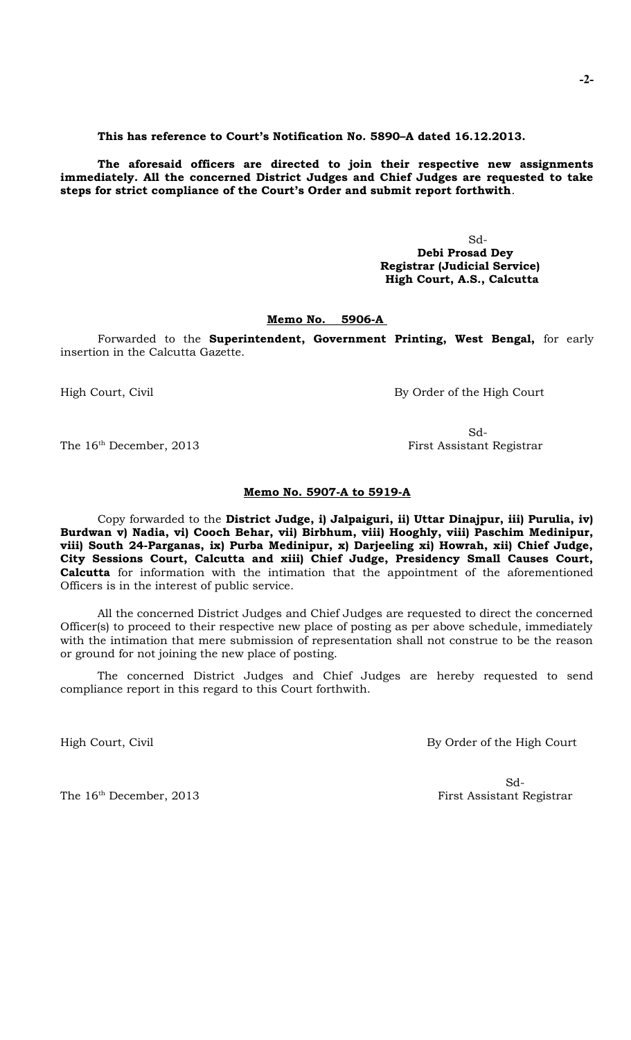**This has reference to Court's Notification No. 5890–A dated 16.12.2013.**

**The aforesaid officers are directed to join their respective new assignments immediately. All the concerned District Judges and Chief Judges are requested to take steps for strict compliance of the Court's Order and submit report forthwith**.

Sd-
**Debi Prosad Dey**
**Registrar (Judicial Service)**
**High Court, A.S., Calcutta**

**Memo No. 5906-A**

Forwarded to the **Superintendent, Government Printing, West Bengal,** for early insertion in the Calcutta Gazette.

High Court, Civil — By Order of the High Court

Sd-

The 16th December, 2013 — First Assistant Registrar

**Memo No. 5907-A to 5919-A**

Copy forwarded to the **District Judge, i) Jalpaiguri, ii) Uttar Dinajpur, iii) Purulia, iv) Burdwan v) Nadia, vi) Cooch Behar, vii) Birbhum, viii) Hooghly, viii) Paschim Medinipur, viii) South 24-Parganas, ix) Purba Medinipur, x) Darjeeling xi) Howrah, xii) Chief Judge, City Sessions Court, Calcutta and xiii) Chief Judge, Presidency Small Causes Court, Calcutta** for information with the intimation that the appointment of the aforementioned Officers is in the interest of public service.

All the concerned District Judges and Chief Judges are requested to direct the concerned Officer(s) to proceed to their respective new place of posting as per above schedule, immediately with the intimation that mere submission of representation shall not construe to be the reason or ground for not joining the new place of posting.

The concerned District Judges and Chief Judges are hereby requested to send compliance report in this regard to this Court forthwith.

High Court, Civil — By Order of the High Court

Sd-

The 16th December, 2013 — First Assistant Registrar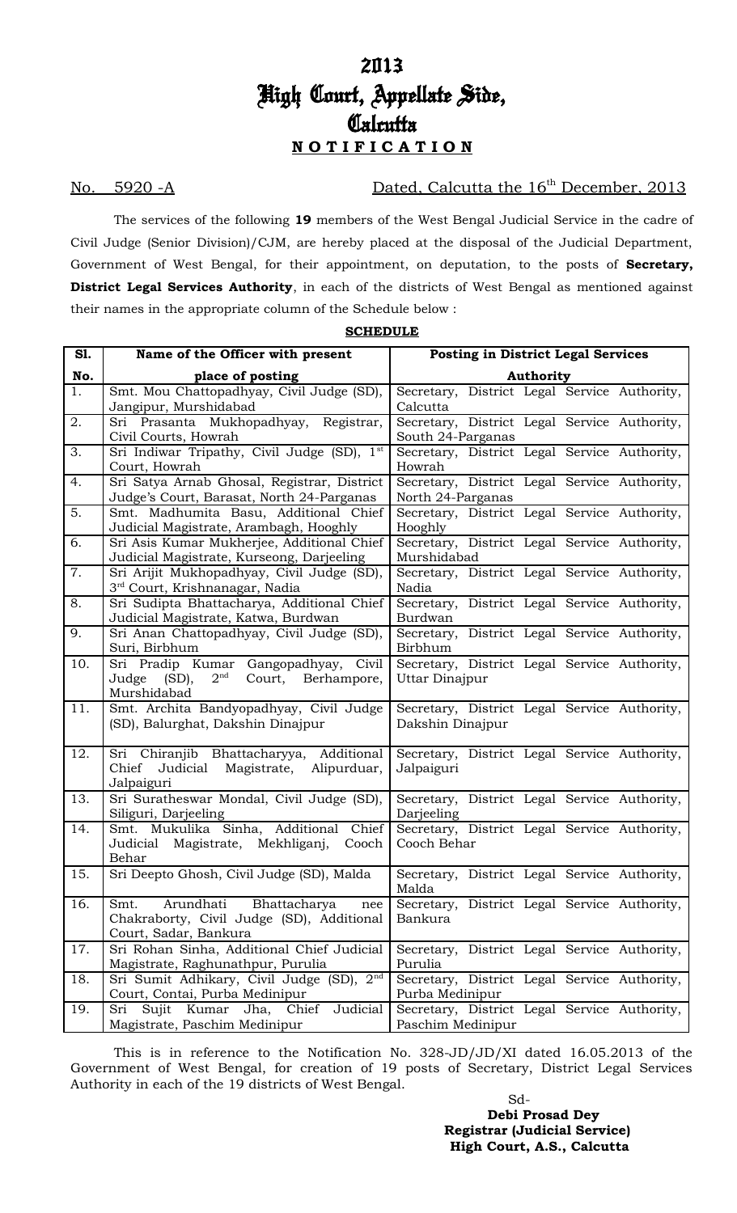# 2013
# High Court, Appellate Side,
# Calcutta
## **NOTIFICATION**

No. 5920 -A Dated, Calcutta the 16th December, 2013

The services of the following **19** members of the West Bengal Judicial Service in the cadre of Civil Judge (Senior Division)/CJM, are hereby placed at the disposal of the Judicial Department, Government of West Bengal, for their appointment, on deputation, to the posts of **Secretary, District Legal Services Authority**, in each of the districts of West Bengal as mentioned against their names in the appropriate column of the Schedule below :

**SCHEDULE**

| Sl. No. | Name of the Officer with present place of posting | Posting in District Legal Services Authority |
|---|---|---|
| 1. | Smt. Mou Chattopadhyay, Civil Judge (SD), Jangipur, Murshidabad | Secretary, District Legal Service Authority, Calcutta |
| 2. | Sri Prasanta Mukhopadhyay, Registrar, Civil Courts, Howrah | Secretary, District Legal Service Authority, South 24-Parganas |
| 3. | Sri Indiwar Tripathy, Civil Judge (SD), 1st Court, Howrah | Secretary, District Legal Service Authority, Howrah |
| 4. | Sri Satya Arnab Ghosal, Registrar, District Judge's Court, Barasat, North 24-Parganas | Secretary, District Legal Service Authority, North 24-Parganas |
| 5. | Smt. Madhumita Basu, Additional Chief Judicial Magistrate, Arambagh, Hooghly | Secretary, District Legal Service Authority, Hooghly |
| 6. | Sri Asis Kumar Mukherjee, Additional Chief Judicial Magistrate, Kurseong, Darjeeling | Secretary, District Legal Service Authority, Murshidabad |
| 7. | Sri Arijit Mukhopadhyay, Civil Judge (SD), 3rd Court, Krishnanagar, Nadia | Secretary, District Legal Service Authority, Nadia |
| 8. | Sri Sudipta Bhattacharya, Additional Chief Judicial Magistrate, Katwa, Burdwan | Secretary, District Legal Service Authority, Burdwan |
| 9. | Sri Anan Chattopadhyay, Civil Judge (SD), Suri, Birbhum | Secretary, District Legal Service Authority, Birbhum |
| 10. | Sri Pradip Kumar Gangopadhyay, Civil Judge (SD), 2nd Court, Berhampore, Murshidabad | Secretary, District Legal Service Authority, Uttar Dinajpur |
| 11. | Smt. Archita Bandyopadhyay, Civil Judge (SD), Balurghat, Dakshin Dinajpur | Secretary, District Legal Service Authority, Dakshin Dinajpur |
| 12. | Sri Chiranjib Bhattacharyya, Additional Chief Judicial Magistrate, Alipurduar, Jalpaiguri | Secretary, District Legal Service Authority, Jalpaiguri |
| 13. | Sri Suratheswar Mondal, Civil Judge (SD), Siliguri, Darjeeling | Secretary, District Legal Service Authority, Darjeeling |
| 14. | Smt. Mukulika Sinha, Additional Chief Judicial Magistrate, Mekhliganj, Cooch Behar | Secretary, District Legal Service Authority, Cooch Behar |
| 15. | Sri Deepto Ghosh, Civil Judge (SD), Malda | Secretary, District Legal Service Authority, Malda |
| 16. | Smt. Arundhati Bhattacharya nee Chakraborty, Civil Judge (SD), Additional Court, Sadar, Bankura | Secretary, District Legal Service Authority, Bankura |
| 17. | Sri Rohan Sinha, Additional Chief Judicial Magistrate, Raghunathpur, Purulia | Secretary, District Legal Service Authority, Purulia |
| 18. | Sri Sumit Adhikary, Civil Judge (SD), 2nd Court, Contai, Purba Medinipur | Secretary, District Legal Service Authority, Purba Medinipur |
| 19. | Sri Sujit Kumar Jha, Chief Judicial Magistrate, Paschim Medinipur | Secretary, District Legal Service Authority, Paschim Medinipur |

This is in reference to the Notification No. 328-JD/JD/XI dated 16.05.2013 of the Government of West Bengal, for creation of 19 posts of Secretary, District Legal Services Authority in each of the 19 districts of West Bengal.

Sd-
**Debi Prosad Dey**
**Registrar (Judicial Service)**
**High Court, A.S., Calcutta**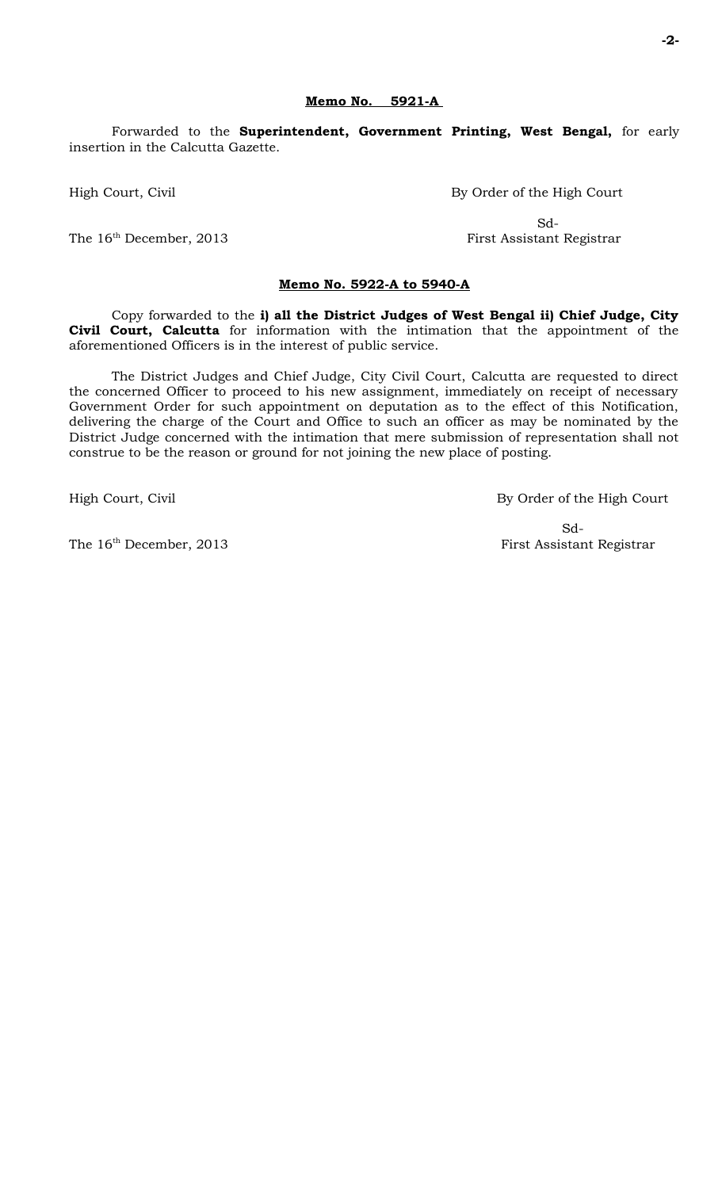**Memo No. 5921-A**

Forwarded to the **Superintendent, Government Printing, West Bengal,** for early insertion in the Calcutta Gazette.

High Court, Civil

By Order of the High Court

Sd-

First Assistant Registrar

The 16th December, 2013

**Memo No. 5922-A to 5940-A**

Copy forwarded to the **i) all the District Judges of West Bengal ii) Chief Judge, City Civil Court, Calcutta** for information with the intimation that the appointment of the aforementioned Officers is in the interest of public service.

The District Judges and Chief Judge, City Civil Court, Calcutta are requested to direct the concerned Officer to proceed to his new assignment, immediately on receipt of necessary Government Order for such appointment on deputation as to the effect of this Notification, delivering the charge of the Court and Office to such an officer as may be nominated by the District Judge concerned with the intimation that mere submission of representation shall not construe to be the reason or ground for not joining the new place of posting.

High Court, Civil

By Order of the High Court

Sd-

First Assistant Registrar

The 16th December, 2013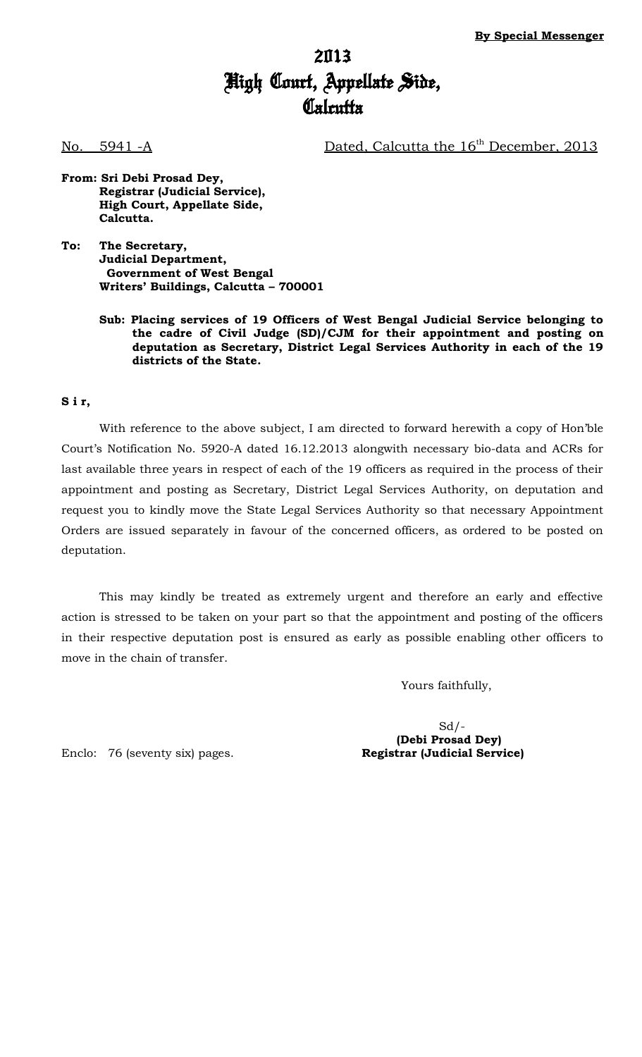**By Special Messenger**

# 2013
# High Court, Appellate Side,
# Calcutta

No. 5941 -A Dated, Calcutta the 16th December, 2013

**From: Sri Debi Prosad Dey,**
**Registrar (Judicial Service),**
**High Court, Appellate Side,**
**Calcutta.**

**To: The Secretary,**
**Judicial Department,**
**Government of West Bengal**
**Writers' Buildings, Calcutta – 700001**

**Sub: Placing services of 19 Officers of West Bengal Judicial Service belonging to the cadre of Civil Judge (SD)/CJM for their appointment and posting on deputation as Secretary, District Legal Services Authority in each of the 19 districts of the State.**

**S i r,**

With reference to the above subject, I am directed to forward herewith a copy of Hon'ble Court's Notification No. 5920-A dated 16.12.2013 alongwith necessary bio-data and ACRs for last available three years in respect of each of the 19 officers as required in the process of their appointment and posting as Secretary, District Legal Services Authority, on deputation and request you to kindly move the State Legal Services Authority so that necessary Appointment Orders are issued separately in favour of the concerned officers, as ordered to be posted on deputation.

This may kindly be treated as extremely urgent and therefore an early and effective action is stressed to be taken on your part so that the appointment and posting of the officers in their respective deputation post is ensured as early as possible enabling other officers to move in the chain of transfer.

Yours faithfully,

Sd/-
**(Debi Prosad Dey)**
**Registrar (Judicial Service)**

Enclo: 76 (seventy six) pages.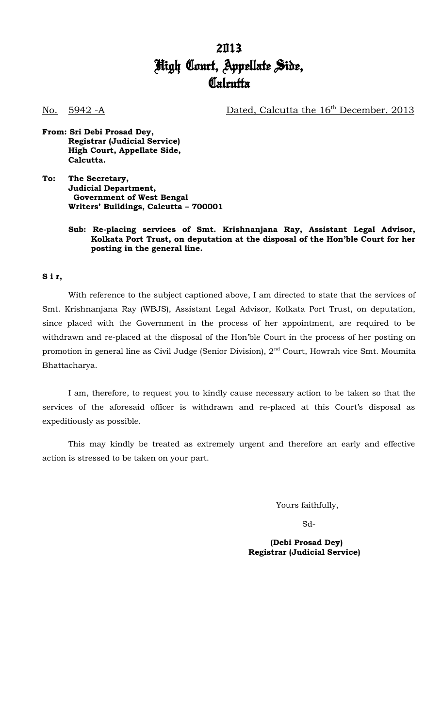# 2013
# High Court, Appellate Side,
# Calcutta

No. 5942 -A Dated, Calcutta the 16th December, 2013

**From: Sri Debi Prosad Dey,**
**Registrar (Judicial Service)**
**High Court, Appellate Side,**
**Calcutta.**

**To: The Secretary,**
**Judicial Department,**
**Government of West Bengal**
**Writers' Buildings, Calcutta – 700001**

**Sub: Re-placing services of Smt. Krishnanjana Ray, Assistant Legal Advisor, Kolkata Port Trust, on deputation at the disposal of the Hon'ble Court for her posting in the general line.**

**S i r,**

With reference to the subject captioned above, I am directed to state that the services of Smt. Krishnanjana Ray (WBJS), Assistant Legal Advisor, Kolkata Port Trust, on deputation, since placed with the Government in the process of her appointment, are required to be withdrawn and re-placed at the disposal of the Hon'ble Court in the process of her posting on promotion in general line as Civil Judge (Senior Division), 2nd Court, Howrah vice Smt. Moumita Bhattacharya.

I am, therefore, to request you to kindly cause necessary action to be taken so that the services of the aforesaid officer is withdrawn and re-placed at this Court's disposal as expeditiously as possible.

This may kindly be treated as extremely urgent and therefore an early and effective action is stressed to be taken on your part.

Yours faithfully,

Sd-

**(Debi Prosad Dey)**
**Registrar (Judicial Service)**